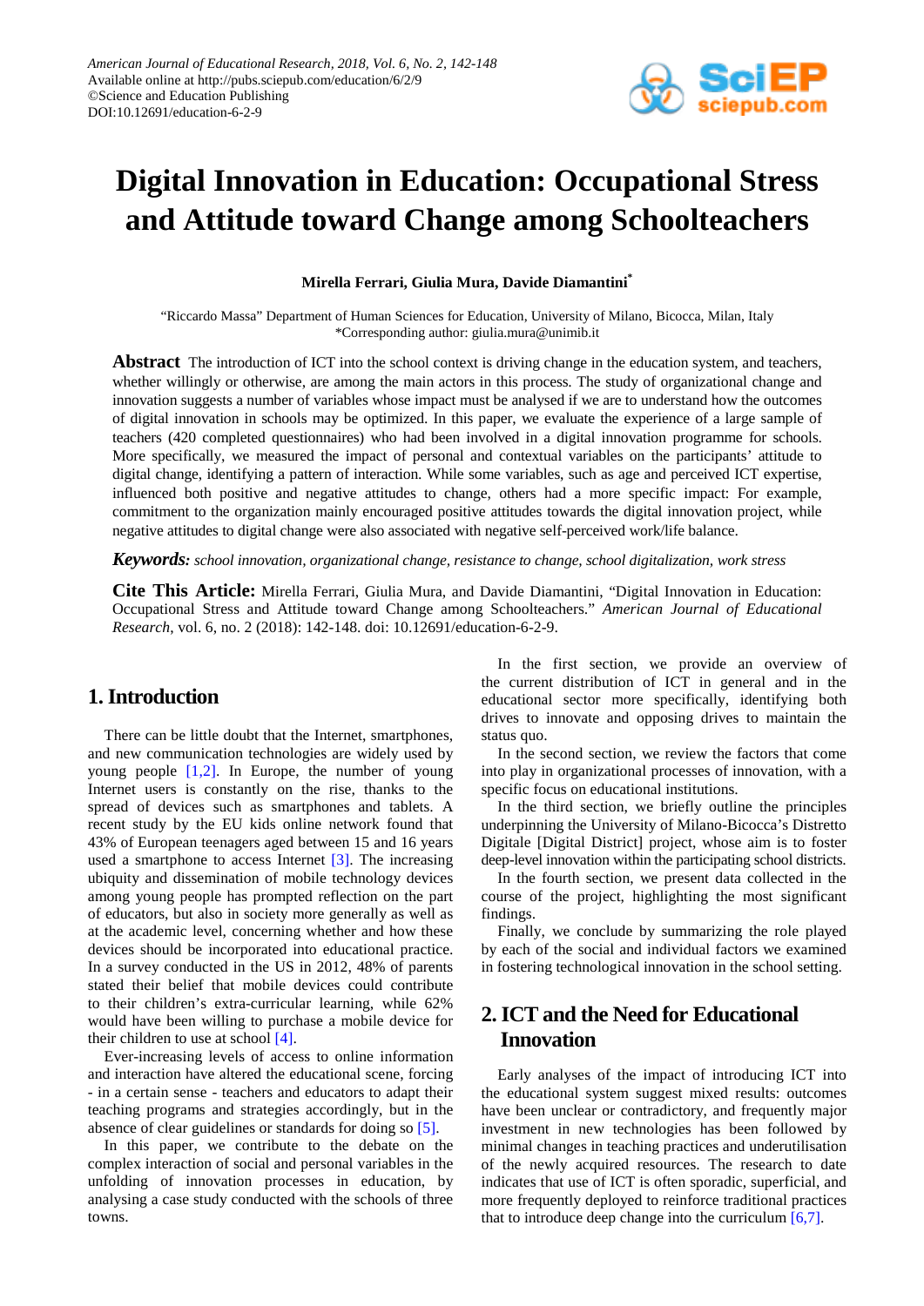# Digital Innovation in Education: Occupational Stress and Attitude toward Change among Schoolteachers

**Mirella Ferrari, Giulia Mura, Davide Diamantini***

"Riccardo Massa" Department of Human Sciences for Education, University of Milano, Bicocca, Milan, Italy
*Corresponding author: giulia.mura@unimib.it

**Abstract** The introduction of ICT into the school context is driving change in the education system, and teachers, whether willingly or otherwise, are among the main actors in this process. The study of organizational change and innovation suggests a number of variables whose impact must be analysed if we are to understand how the outcomes of digital innovation in schools may be optimized. In this paper, we evaluate the experience of a large sample of teachers (420 completed questionnaires) who had been involved in a digital innovation programme for schools. More specifically, we measured the impact of personal and contextual variables on the participants' attitude to digital change, identifying a pattern of interaction. While some variables, such as age and perceived ICT expertise, influenced both positive and negative attitudes to change, others had a more specific impact: For example, commitment to the organization mainly encouraged positive attitudes towards the digital innovation project, while negative attitudes to digital change were also associated with negative self-perceived work/life balance.

***Keywords:*** *school innovation, organizational change, resistance to change, school digitalization, work stress*

**Cite This Article:** Mirella Ferrari, Giulia Mura, and Davide Diamantini, "Digital Innovation in Education: Occupational Stress and Attitude toward Change among Schoolteachers." *American Journal of Educational Research*, vol. 6, no. 2 (2018): 142-148. doi: 10.12691/education-6-2-9.

## 1. Introduction

There can be little doubt that the Internet, smartphones, and new communication technologies are widely used by young people [1,2]. In Europe, the number of young Internet users is constantly on the rise, thanks to the spread of devices such as smartphones and tablets. A recent study by the EU kids online network found that 43% of European teenagers aged between 15 and 16 years used a smartphone to access Internet [3]. The increasing ubiquity and dissemination of mobile technology devices among young people has prompted reflection on the part of educators, but also in society more generally as well as at the academic level, concerning whether and how these devices should be incorporated into educational practice. In a survey conducted in the US in 2012, 48% of parents stated their belief that mobile devices could contribute to their children's extra-curricular learning, while 62% would have been willing to purchase a mobile device for their children to use at school [4].

Ever-increasing levels of access to online information and interaction have altered the educational scene, forcing - in a certain sense - teachers and educators to adapt their teaching programs and strategies accordingly, but in the absence of clear guidelines or standards for doing so [5].

In this paper, we contribute to the debate on the complex interaction of social and personal variables in the unfolding of innovation processes in education, by analysing a case study conducted with the schools of three towns.

In the first section, we provide an overview of the current distribution of ICT in general and in the educational sector more specifically, identifying both drives to innovate and opposing drives to maintain the status quo.

In the second section, we review the factors that come into play in organizational processes of innovation, with a specific focus on educational institutions.

In the third section, we briefly outline the principles underpinning the University of Milano-Bicocca's Distretto Digitale [Digital District] project, whose aim is to foster deep-level innovation within the participating school districts.

In the fourth section, we present data collected in the course of the project, highlighting the most significant findings.

Finally, we conclude by summarizing the role played by each of the social and individual factors we examined in fostering technological innovation in the school setting.

## 2. ICT and the Need for Educational Innovation

Early analyses of the impact of introducing ICT into the educational system suggest mixed results: outcomes have been unclear or contradictory, and frequently major investment in new technologies has been followed by minimal changes in teaching practices and underutilisation of the newly acquired resources. The research to date indicates that use of ICT is often sporadic, superficial, and more frequently deployed to reinforce traditional practices that to introduce deep change into the curriculum [6,7].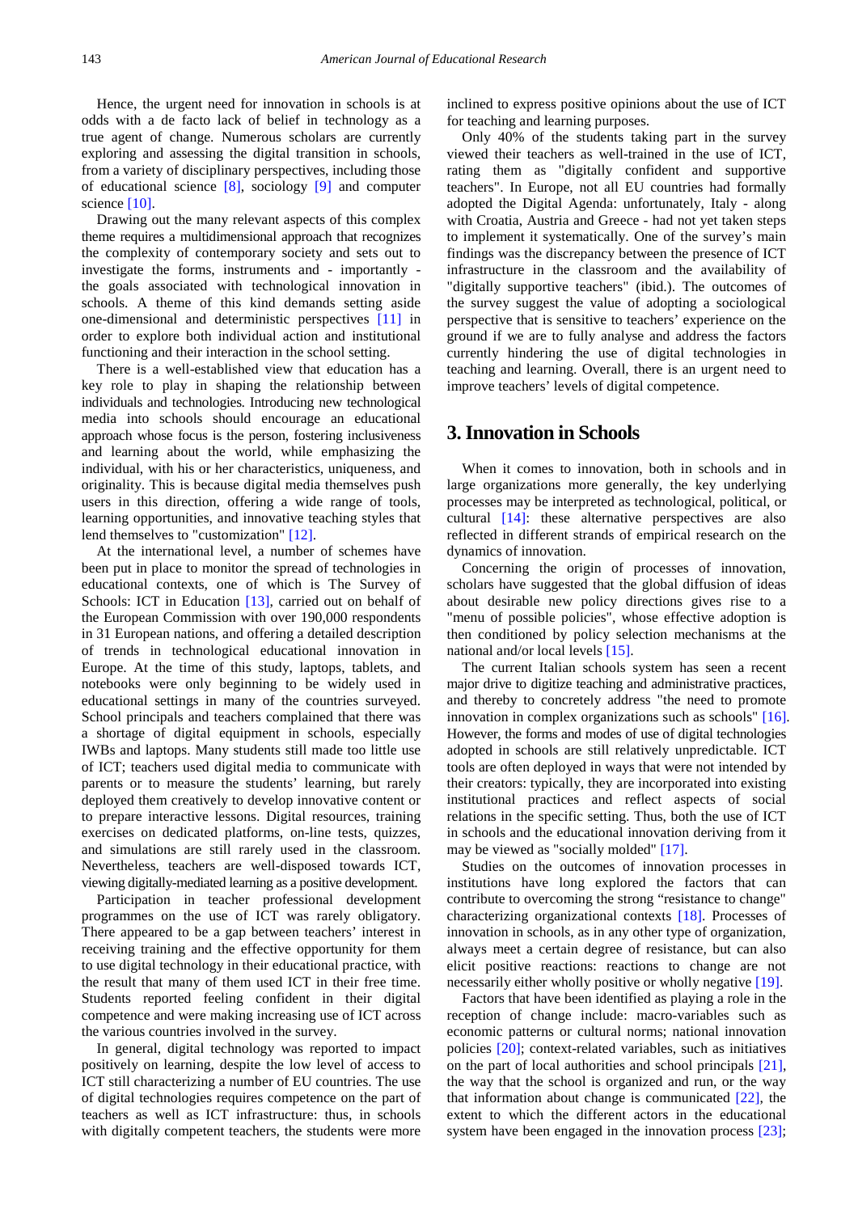Hence, the urgent need for innovation in schools is at odds with a de facto lack of belief in technology as a true agent of change. Numerous scholars are currently exploring and assessing the digital transition in schools, from a variety of disciplinary perspectives, including those of educational science [8], sociology [9] and computer science [10].

Drawing out the many relevant aspects of this complex theme requires a multidimensional approach that recognizes the complexity of contemporary society and sets out to investigate the forms, instruments and - importantly - the goals associated with technological innovation in schools. A theme of this kind demands setting aside one-dimensional and deterministic perspectives [11] in order to explore both individual action and institutional functioning and their interaction in the school setting.

There is a well-established view that education has a key role to play in shaping the relationship between individuals and technologies. Introducing new technological media into schools should encourage an educational approach whose focus is the person, fostering inclusiveness and learning about the world, while emphasizing the individual, with his or her characteristics, uniqueness, and originality. This is because digital media themselves push users in this direction, offering a wide range of tools, learning opportunities, and innovative teaching styles that lend themselves to "customization" [12].

At the international level, a number of schemes have been put in place to monitor the spread of technologies in educational contexts, one of which is The Survey of Schools: ICT in Education [13], carried out on behalf of the European Commission with over 190,000 respondents in 31 European nations, and offering a detailed description of trends in technological educational innovation in Europe. At the time of this study, laptops, tablets, and notebooks were only beginning to be widely used in educational settings in many of the countries surveyed. School principals and teachers complained that there was a shortage of digital equipment in schools, especially IWBs and laptops. Many students still made too little use of ICT; teachers used digital media to communicate with parents or to measure the students' learning, but rarely deployed them creatively to develop innovative content or to prepare interactive lessons. Digital resources, training exercises on dedicated platforms, on-line tests, quizzes, and simulations are still rarely used in the classroom. Nevertheless, teachers are well-disposed towards ICT, viewing digitally-mediated learning as a positive development.

Participation in teacher professional development programmes on the use of ICT was rarely obligatory. There appeared to be a gap between teachers' interest in receiving training and the effective opportunity for them to use digital technology in their educational practice, with the result that many of them used ICT in their free time. Students reported feeling confident in their digital competence and were making increasing use of ICT across the various countries involved in the survey.

In general, digital technology was reported to impact positively on learning, despite the low level of access to ICT still characterizing a number of EU countries. The use of digital technologies requires competence on the part of teachers as well as ICT infrastructure: thus, in schools with digitally competent teachers, the students were more inclined to express positive opinions about the use of ICT for teaching and learning purposes.

Only 40% of the students taking part in the survey viewed their teachers as well-trained in the use of ICT, rating them as "digitally confident and supportive teachers". In Europe, not all EU countries had formally adopted the Digital Agenda: unfortunately, Italy - along with Croatia, Austria and Greece - had not yet taken steps to implement it systematically. One of the survey's main findings was the discrepancy between the presence of ICT infrastructure in the classroom and the availability of "digitally supportive teachers" (ibid.). The outcomes of the survey suggest the value of adopting a sociological perspective that is sensitive to teachers' experience on the ground if we are to fully analyse and address the factors currently hindering the use of digital technologies in teaching and learning. Overall, there is an urgent need to improve teachers' levels of digital competence.

## 3. Innovation in Schools

When it comes to innovation, both in schools and in large organizations more generally, the key underlying processes may be interpreted as technological, political, or cultural [14]: these alternative perspectives are also reflected in different strands of empirical research on the dynamics of innovation.

Concerning the origin of processes of innovation, scholars have suggested that the global diffusion of ideas about desirable new policy directions gives rise to a "menu of possible policies", whose effective adoption is then conditioned by policy selection mechanisms at the national and/or local levels [15].

The current Italian schools system has seen a recent major drive to digitize teaching and administrative practices, and thereby to concretely address "the need to promote innovation in complex organizations such as schools" [16]. However, the forms and modes of use of digital technologies adopted in schools are still relatively unpredictable. ICT tools are often deployed in ways that were not intended by their creators: typically, they are incorporated into existing institutional practices and reflect aspects of social relations in the specific setting. Thus, both the use of ICT in schools and the educational innovation deriving from it may be viewed as "socially molded" [17].

Studies on the outcomes of innovation processes in institutions have long explored the factors that can contribute to overcoming the strong "resistance to change" characterizing organizational contexts [18]. Processes of innovation in schools, as in any other type of organization, always meet a certain degree of resistance, but can also elicit positive reactions: reactions to change are not necessarily either wholly positive or wholly negative [19].

Factors that have been identified as playing a role in the reception of change include: macro-variables such as economic patterns or cultural norms; national innovation policies [20]; context-related variables, such as initiatives on the part of local authorities and school principals [21], the way that the school is organized and run, or the way that information about change is communicated [22], the extent to which the different actors in the educational system have been engaged in the innovation process [23];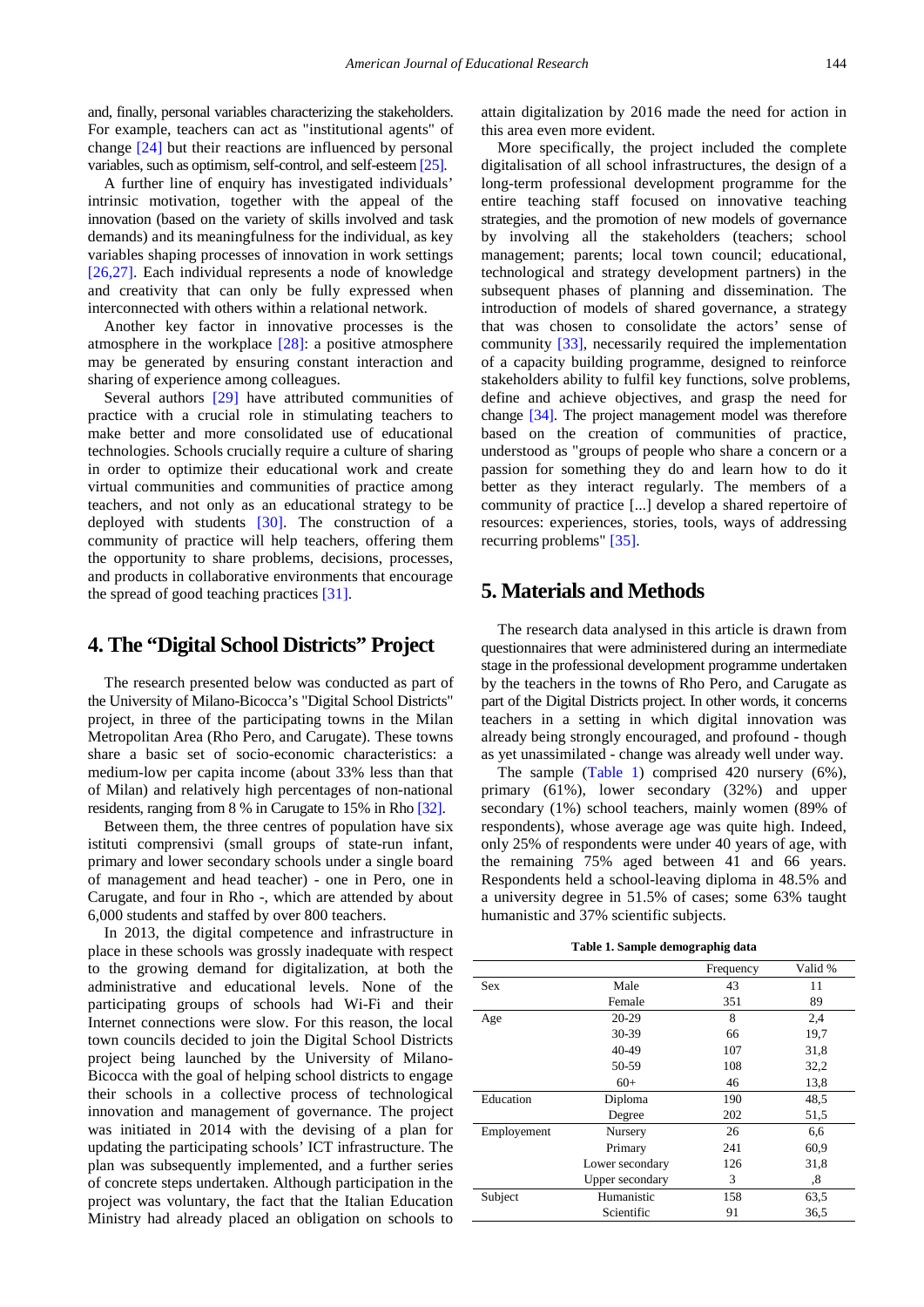and, finally, personal variables characterizing the stakeholders. For example, teachers can act as "institutional agents" of change [24] but their reactions are influenced by personal variables, such as optimism, self-control, and self-esteem [25].

A further line of enquiry has investigated individuals' intrinsic motivation, together with the appeal of the innovation (based on the variety of skills involved and task demands) and its meaningfulness for the individual, as key variables shaping processes of innovation in work settings [26,27]. Each individual represents a node of knowledge and creativity that can only be fully expressed when interconnected with others within a relational network.

Another key factor in innovative processes is the atmosphere in the workplace [28]: a positive atmosphere may be generated by ensuring constant interaction and sharing of experience among colleagues.

Several authors [29] have attributed communities of practice with a crucial role in stimulating teachers to make better and more consolidated use of educational technologies. Schools crucially require a culture of sharing in order to optimize their educational work and create virtual communities and communities of practice among teachers, and not only as an educational strategy to be deployed with students [30]. The construction of a community of practice will help teachers, offering them the opportunity to share problems, decisions, processes, and products in collaborative environments that encourage the spread of good teaching practices [31].

## 4. The "Digital School Districts" Project

The research presented below was conducted as part of the University of Milano-Bicocca's "Digital School Districts" project, in three of the participating towns in the Milan Metropolitan Area (Rho Pero, and Carugate). These towns share a basic set of socio-economic characteristics: a medium-low per capita income (about 33% less than that of Milan) and relatively high percentages of non-national residents, ranging from 8 % in Carugate to 15% in Rho [32].

Between them, the three centres of population have six istituti comprensivi (small groups of state-run infant, primary and lower secondary schools under a single board of management and head teacher) - one in Pero, one in Carugate, and four in Rho -, which are attended by about 6,000 students and staffed by over 800 teachers.

In 2013, the digital competence and infrastructure in place in these schools was grossly inadequate with respect to the growing demand for digitalization, at both the administrative and educational levels. None of the participating groups of schools had Wi-Fi and their Internet connections were slow. For this reason, the local town councils decided to join the Digital School Districts project being launched by the University of Milano-Bicocca with the goal of helping school districts to engage their schools in a collective process of technological innovation and management of governance. The project was initiated in 2014 with the devising of a plan for updating the participating schools' ICT infrastructure. The plan was subsequently implemented, and a further series of concrete steps undertaken. Although participation in the project was voluntary, the fact that the Italian Education Ministry had already placed an obligation on schools to attain digitalization by 2016 made the need for action in this area even more evident.

More specifically, the project included the complete digitalisation of all school infrastructures, the design of a long-term professional development programme for the entire teaching staff focused on innovative teaching strategies, and the promotion of new models of governance by involving all the stakeholders (teachers; school management; parents; local town council; educational, technological and strategy development partners) in the subsequent phases of planning and dissemination. The introduction of models of shared governance, a strategy that was chosen to consolidate the actors' sense of community [33], necessarily required the implementation of a capacity building programme, designed to reinforce stakeholders ability to fulfil key functions, solve problems, define and achieve objectives, and grasp the need for change [34]. The project management model was therefore based on the creation of communities of practice, understood as "groups of people who share a concern or a passion for something they do and learn how to do it better as they interact regularly. The members of a community of practice [...] develop a shared repertoire of resources: experiences, stories, tools, ways of addressing recurring problems" [35].

## 5. Materials and Methods

The research data analysed in this article is drawn from questionnaires that were administered during an intermediate stage in the professional development programme undertaken by the teachers in the towns of Rho Pero, and Carugate as part of the Digital Districts project. In other words, it concerns teachers in a setting in which digital innovation was already being strongly encouraged, and profound - though as yet unassimilated - change was already well under way.

The sample (Table 1) comprised 420 nursery (6%), primary (61%), lower secondary (32%) and upper secondary (1%) school teachers, mainly women (89% of respondents), whose average age was quite high. Indeed, only 25% of respondents were under 40 years of age, with the remaining 75% aged between 41 and 66 years. Respondents held a school-leaving diploma in 48.5% and a university degree in 51.5% of cases; some 63% taught humanistic and 37% scientific subjects.

**Table 1. Sample demographig data**

| | | Frequency | Valid % |
|---|---|---|---|
| Sex | Male | 43 | 11 |
| | Female | 351 | 89 |
| Age | 20-29 | 8 | 2,4 |
| | 30-39 | 66 | 19,7 |
| | 40-49 | 107 | 31,8 |
| | 50-59 | 108 | 32,2 |
| | 60+ | 46 | 13,8 |
| Education | Diploma | 190 | 48,5 |
| | Degree | 202 | 51,5 |
| Employement | Nursery | 26 | 6,6 |
| | Primary | 241 | 60,9 |
| | Lower secondary | 126 | 31,8 |
| | Upper secondary | 3 | ,8 |
| Subject | Humanistic | 158 | 63,5 |
| | Scientific | 91 | 36,5 |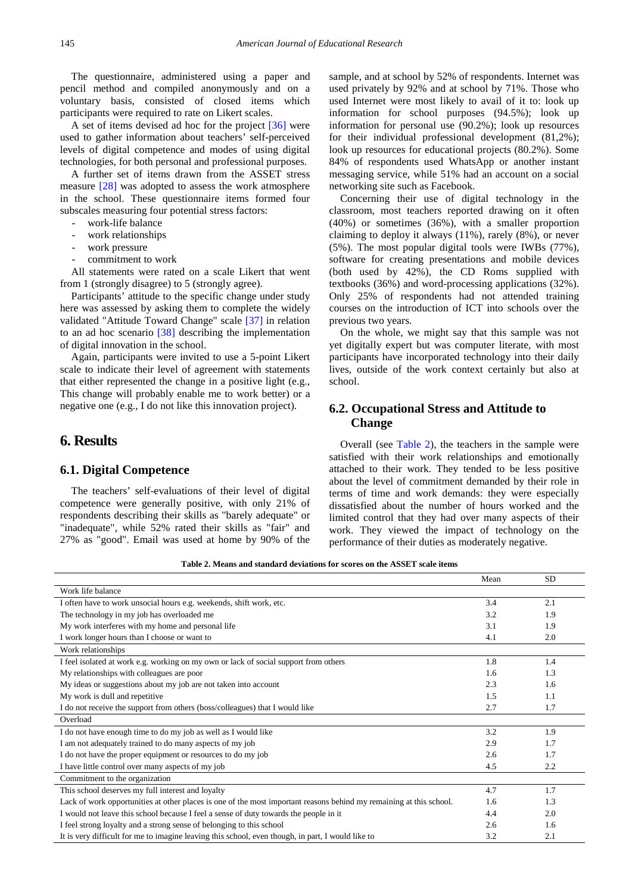The questionnaire, administered using a paper and pencil method and compiled anonymously and on a voluntary basis, consisted of closed items which participants were required to rate on Likert scales.

A set of items devised ad hoc for the project [36] were used to gather information about teachers' self-perceived levels of digital competence and modes of using digital technologies, for both personal and professional purposes.

A further set of items drawn from the ASSET stress measure [28] was adopted to assess the work atmosphere in the school. These questionnaire items formed four subscales measuring four potential stress factors:

- work-life balance
- work relationships
- work pressure
- commitment to work

All statements were rated on a scale Likert that went from 1 (strongly disagree) to 5 (strongly agree).

Participants' attitude to the specific change under study here was assessed by asking them to complete the widely validated "Attitude Toward Change" scale [37] in relation to an ad hoc scenario [38] describing the implementation of digital innovation in the school.

Again, participants were invited to use a 5-point Likert scale to indicate their level of agreement with statements that either represented the change in a positive light (e.g., This change will probably enable me to work better) or a negative one (e.g., I do not like this innovation project).

# 6. Results

## 6.1. Digital Competence

The teachers' self-evaluations of their level of digital competence were generally positive, with only 21% of respondents describing their skills as "barely adequate" or "inadequate", while 52% rated their skills as "fair" and 27% as "good". Email was used at home by 90% of the sample, and at school by 52% of respondents. Internet was used privately by 92% and at school by 71%. Those who used Internet were most likely to avail of it to: look up information for school purposes (94.5%); look up information for personal use (90.2%); look up resources for their individual professional development (81,2%); look up resources for educational projects (80.2%). Some 84% of respondents used WhatsApp or another instant messaging service, while 51% had an account on a social networking site such as Facebook.

Concerning their use of digital technology in the classroom, most teachers reported drawing on it often (40%) or sometimes (36%), with a smaller proportion claiming to deploy it always (11%), rarely (8%), or never (5%). The most popular digital tools were IWBs (77%), software for creating presentations and mobile devices (both used by 42%), the CD Roms supplied with textbooks (36%) and word-processing applications (32%). Only 25% of respondents had not attended training courses on the introduction of ICT into schools over the previous two years.

On the whole, we might say that this sample was not yet digitally expert but was computer literate, with most participants have incorporated technology into their daily lives, outside of the work context certainly but also at school.

## 6.2. Occupational Stress and Attitude to Change

Overall (see Table 2), the teachers in the sample were satisfied with their work relationships and emotionally attached to their work. They tended to be less positive about the level of commitment demanded by their role in terms of time and work demands: they were especially dissatisfied about the number of hours worked and the limited control that they had over many aspects of their work. They viewed the impact of technology on the performance of their duties as moderately negative.

**Table 2. Means and standard deviations for scores on the ASSET scale items**

| | Mean | SD |
|---|---|---|
| Work life balance | | |
| I often have to work unsocial hours e.g. weekends, shift work, etc. | 3.4 | 2.1 |
| The technology in my job has overloaded me | 3.2 | 1.9 |
| My work interferes with my home and personal life | 3.1 | 1.9 |
| I work longer hours than I choose or want to | 4.1 | 2.0 |
| Work relationships | | |
| I feel isolated at work e.g. working on my own or lack of social support from others | 1.8 | 1.4 |
| My relationships with colleagues are poor | 1.6 | 1.3 |
| My ideas or suggestions about my job are not taken into account | 2.3 | 1.6 |
| My work is dull and repetitive | 1.5 | 1.1 |
| I do not receive the support from others (boss/colleagues) that I would like | 2.7 | 1.7 |
| Overload | | |
| I do not have enough time to do my job as well as I would like | 3.2 | 1.9 |
| I am not adequately trained to do many aspects of my job | 2.9 | 1.7 |
| I do not have the proper equipment or resources to do my job | 2.6 | 1.7 |
| I have little control over many aspects of my job | 4.5 | 2.2 |
| Commitment to the organization | | |
| This school deserves my full interest and loyalty | 4.7 | 1.7 |
| Lack of work opportunities at other places is one of the most important reasons behind my remaining at this school. | 1.6 | 1.3 |
| I would not leave this school because I feel a sense of duty towards the people in it | 4.4 | 2.0 |
| I feel strong loyalty and a strong sense of belonging to this school | 2.6 | 1.6 |
| It is very difficult for me to imagine leaving this school, even though, in part, I would like to | 3.2 | 2.1 |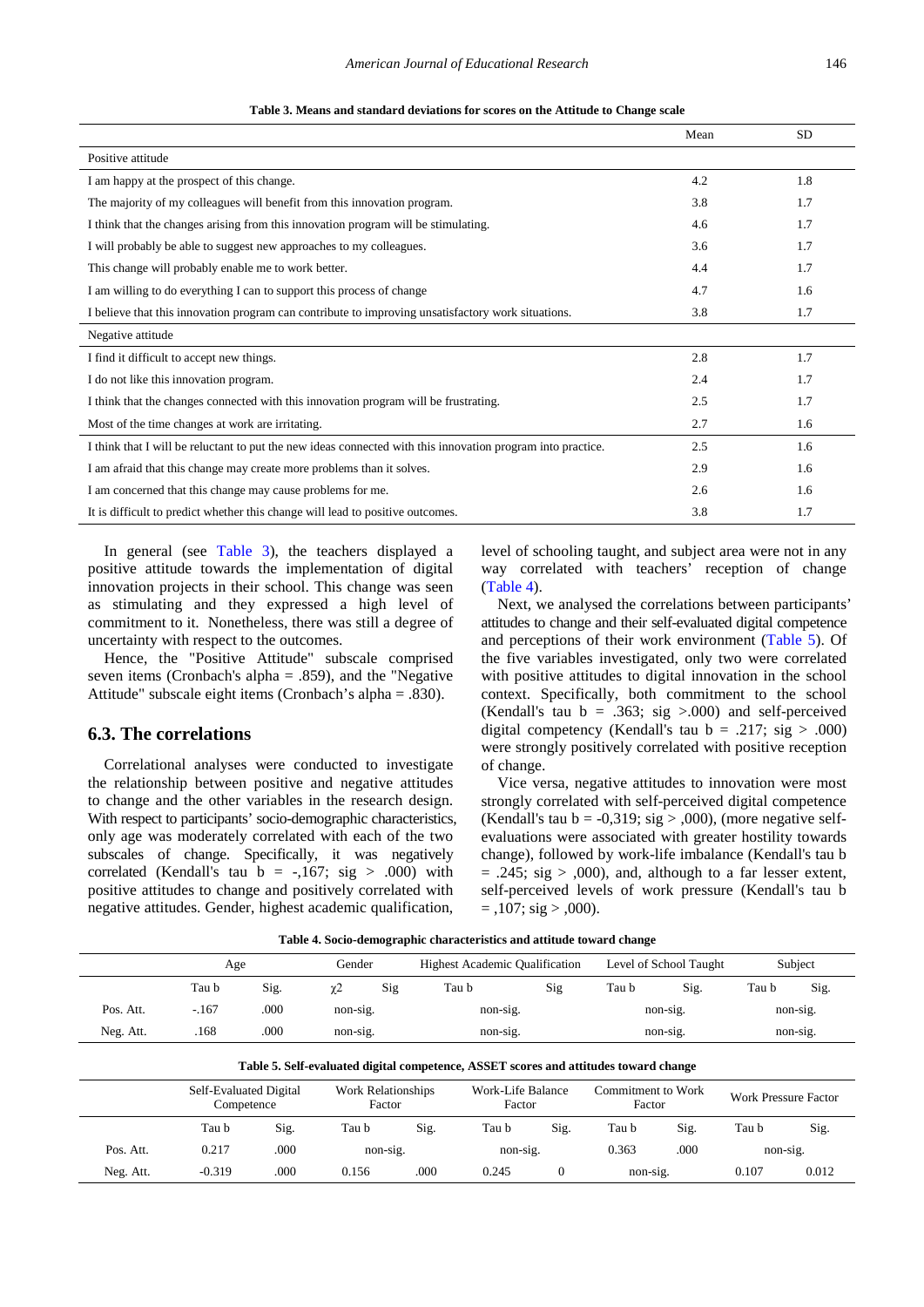**Table 3. Means and standard deviations for scores on the Attitude to Change scale**

| | Mean | SD |
|---|---|---|
| Positive attitude | | |
| I am happy at the prospect of this change. | 4.2 | 1.8 |
| The majority of my colleagues will benefit from this innovation program. | 3.8 | 1.7 |
| I think that the changes arising from this innovation program will be stimulating. | 4.6 | 1.7 |
| I will probably be able to suggest new approaches to my colleagues. | 3.6 | 1.7 |
| This change will probably enable me to work better. | 4.4 | 1.7 |
| I am willing to do everything I can to support this process of change | 4.7 | 1.6 |
| I believe that this innovation program can contribute to improving unsatisfactory work situations. | 3.8 | 1.7 |
| Negative attitude | | |
| I find it difficult to accept new things. | 2.8 | 1.7 |
| I do not like this innovation program. | 2.4 | 1.7 |
| I think that the changes connected with this innovation program will be frustrating. | 2.5 | 1.7 |
| Most of the time changes at work are irritating. | 2.7 | 1.6 |
| I think that I will be reluctant to put the new ideas connected with this innovation program into practice. | 2.5 | 1.6 |
| I am afraid that this change may create more problems than it solves. | 2.9 | 1.6 |
| I am concerned that this change may cause problems for me. | 2.6 | 1.6 |
| It is difficult to predict whether this change will lead to positive outcomes. | 3.8 | 1.7 |

In general (see Table 3), the teachers displayed a positive attitude towards the implementation of digital innovation projects in their school. This change was seen as stimulating and they expressed a high level of commitment to it. Nonetheless, there was still a degree of uncertainty with respect to the outcomes.

Hence, the "Positive Attitude" subscale comprised seven items (Cronbach's alpha = .859), and the "Negative Attitude" subscale eight items (Cronbach's alpha = .830).

## 6.3. The correlations

Correlational analyses were conducted to investigate the relationship between positive and negative attitudes to change and the other variables in the research design. With respect to participants' socio-demographic characteristics, only age was moderately correlated with each of the two subscales of change. Specifically, it was negatively correlated (Kendall's tau b = -,167; sig > .000) with positive attitudes to change and positively correlated with negative attitudes. Gender, highest academic qualification, level of schooling taught, and subject area were not in any way correlated with teachers' reception of change (Table 4).

Next, we analysed the correlations between participants' attitudes to change and their self-evaluated digital competence and perceptions of their work environment (Table 5). Of the five variables investigated, only two were correlated with positive attitudes to digital innovation in the school context. Specifically, both commitment to the school (Kendall's tau b = .363; sig >.000) and self-perceived digital competency (Kendall's tau b = .217; sig > .000) were strongly positively correlated with positive reception of change.

Vice versa, negative attitudes to innovation were most strongly correlated with self-perceived digital competence (Kendall's tau b = -0,319; sig > ,000), (more negative self-evaluations were associated with greater hostility towards change), followed by work-life imbalance (Kendall's tau b = .245; sig > ,000), and, although to a far lesser extent, self-perceived levels of work pressure (Kendall's tau b = ,107; sig > ,000).

**Table 4. Socio-demographic characteristics and attitude toward change**

| | Age | | Gender | | Highest Academic Qualification | | Level of School Taught | | Subject | |
|---|---|---|---|---|---|---|---|---|---|---|
| | Tau b | Sig. | $\chi^2$ | Sig | Tau b | Sig | Tau b | Sig. | Tau b | Sig. |
| Pos. Att. | -.167 | .000 | non-sig. | | non-sig. | | non-sig. | | non-sig. | |
| Neg. Att. | .168 | .000 | non-sig. | | non-sig. | | non-sig. | | non-sig. | |

**Table 5. Self-evaluated digital competence, ASSET scores and attitudes toward change**

| | Self-Evaluated Digital Competence | | Work Relationships Factor | | Work-Life Balance Factor | | Commitment to Work Factor | | Work Pressure Factor | |
|---|---|---|---|---|---|---|---|---|---|---|
| | Tau b | Sig. | Tau b | Sig. | Tau b | Sig. | Tau b | Sig. | Tau b | Sig. |
| Pos. Att. | 0.217 | .000 | non-sig. | | non-sig. | | 0.363 | .000 | non-sig. | |
| Neg. Att. | -0.319 | .000 | 0.156 | .000 | 0.245 | 0 | non-sig. | | 0.107 | 0.012 |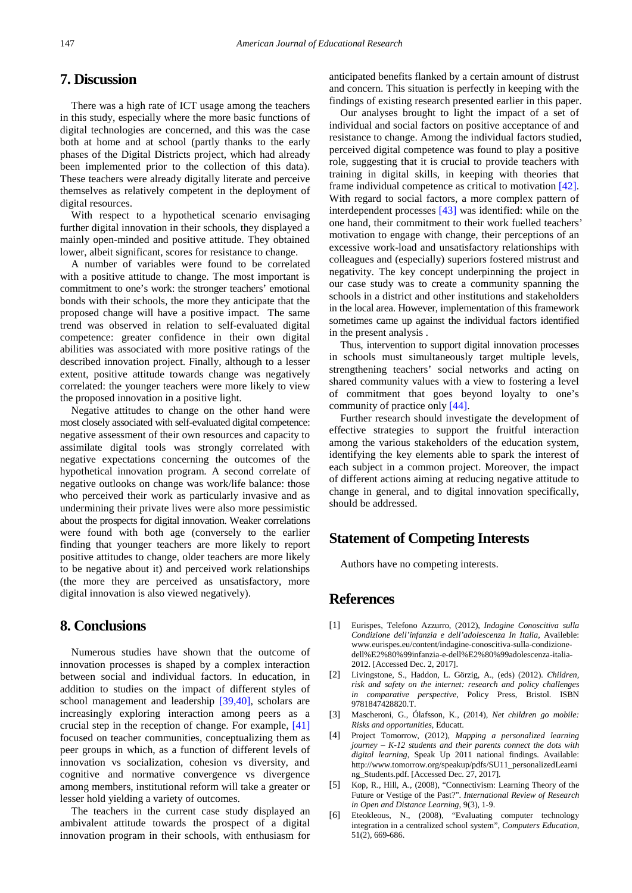## 7. Discussion

There was a high rate of ICT usage among the teachers in this study, especially where the more basic functions of digital technologies are concerned, and this was the case both at home and at school (partly thanks to the early phases of the Digital Districts project, which had already been implemented prior to the collection of this data). These teachers were already digitally literate and perceive themselves as relatively competent in the deployment of digital resources.

With respect to a hypothetical scenario envisaging further digital innovation in their schools, they displayed a mainly open-minded and positive attitude. They obtained lower, albeit significant, scores for resistance to change.

A number of variables were found to be correlated with a positive attitude to change. The most important is commitment to one's work: the stronger teachers' emotional bonds with their schools, the more they anticipate that the proposed change will have a positive impact. The same trend was observed in relation to self-evaluated digital competence: greater confidence in their own digital abilities was associated with more positive ratings of the described innovation project. Finally, although to a lesser extent, positive attitude towards change was negatively correlated: the younger teachers were more likely to view the proposed innovation in a positive light.

Negative attitudes to change on the other hand were most closely associated with self-evaluated digital competence: negative assessment of their own resources and capacity to assimilate digital tools was strongly correlated with negative expectations concerning the outcomes of the hypothetical innovation program. A second correlate of negative outlooks on change was work/life balance: those who perceived their work as particularly invasive and as undermining their private lives were also more pessimistic about the prospects for digital innovation. Weaker correlations were found with both age (conversely to the earlier finding that younger teachers are more likely to report positive attitudes to change, older teachers are more likely to be negative about it) and perceived work relationships (the more they are perceived as unsatisfactory, more digital innovation is also viewed negatively).

## 8. Conclusions

Numerous studies have shown that the outcome of innovation processes is shaped by a complex interaction between social and individual factors. In education, in addition to studies on the impact of different styles of school management and leadership [39,40], scholars are increasingly exploring interaction among peers as a crucial step in the reception of change. For example, [41] focused on teacher communities, conceptualizing them as peer groups in which, as a function of different levels of innovation vs socialization, cohesion vs diversity, and cognitive and normative convergence vs divergence among members, institutional reform will take a greater or lesser hold yielding a variety of outcomes.

The teachers in the current case study displayed an ambivalent attitude towards the prospect of a digital innovation program in their schools, with enthusiasm for anticipated benefits flanked by a certain amount of distrust and concern. This situation is perfectly in keeping with the findings of existing research presented earlier in this paper.

Our analyses brought to light the impact of a set of individual and social factors on positive acceptance of and resistance to change. Among the individual factors studied, perceived digital competence was found to play a positive role, suggesting that it is crucial to provide teachers with training in digital skills, in keeping with theories that frame individual competence as critical to motivation [42]. With regard to social factors, a more complex pattern of interdependent processes [43] was identified: while on the one hand, their commitment to their work fuelled teachers' motivation to engage with change, their perceptions of an excessive work-load and unsatisfactory relationships with colleagues and (especially) superiors fostered mistrust and negativity. The key concept underpinning the project in our case study was to create a community spanning the schools in a district and other institutions and stakeholders in the local area. However, implementation of this framework sometimes came up against the individual factors identified in the present analysis .

Thus, intervention to support digital innovation processes in schools must simultaneously target multiple levels, strengthening teachers' social networks and acting on shared community values with a view to fostering a level of commitment that goes beyond loyalty to one's community of practice only [44].

Further research should investigate the development of effective strategies to support the fruitful interaction among the various stakeholders of the education system, identifying the key elements able to spark the interest of each subject in a common project. Moreover, the impact of different actions aiming at reducing negative attitude to change in general, and to digital innovation specifically, should be addressed.

## Statement of Competing Interests

Authors have no competing interests.

## References

[1] Eurispes, Telefono Azzurro, (2012), *Indagine Conoscitiva sulla Condizione dell'infanzia e dell'adolescenza In Italia*, Availeble: www.eurispes.eu/content/indagine-conoscitiva-sulla-condizione-dell%E2%80%99infanzia-e-dell%E2%80%99adolescenza-italia-2012. [Accessed Dec. 2, 2017].

[2] Livingstone, S., Haddon, L. Görzig, A., (eds) (2012). *Children, risk and safety on the internet: research and policy challenges in comparative perspective*, Policy Press, Bristol. ISBN 9781847428820.T.

[3] Mascheroni, G., Ólafsson, K., (2014), *Net children go mobile: Risks and opportunities*, Educatt.

[4] Project Tomorrow, (2012), *Mapping a personalized learning journey – K-12 students and their parents connect the dots with digital learning*, Speak Up 2011 national findings. Available: http://www.tomorrow.org/speakup/pdfs/SU11_personalizedLearning_Students.pdf. [Accessed Dec. 27, 2017].

[5] Kop, R., Hill, A., (2008), "Connectivism: Learning Theory of the Future or Vestige of the Past?". *International Review of Research in Open and Distance Learning*, 9(3), 1-9.

[6] Eteokleous, N., (2008), "Evaluating computer technology integration in a centralized school system", *Computers Education*, 51(2), 669-686.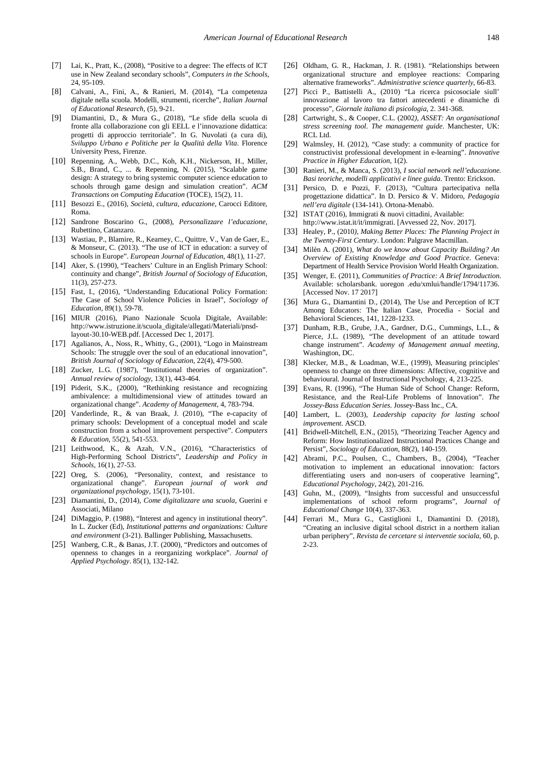[7] Lai, K., Pratt, K., (2008), “Positive to a degree: The effects of ICT use in New Zealand secondary schools”, *Computers in the Schools*, 24, 95-109.

[8] Calvani, A., Fini, A., & Ranieri, M. (2014), “La competenza digitale nella scuola. Modelli, strumenti, ricerche”, *Italian Journal of Educational Research*, (5), 9-21.

[9] Diamantini, D., & Mura G., (2018), “Le sfide della scuola di fronte alla collaborazione con gli EELL e l’innovazione didattica: progetti di approccio territoriale”. In G. Nuvolati (a cura di), *Sviluppo Urbano e Politiche per la Qualità della Vita*. Florence University Press, Firenze.

[10] Repenning, A., Webb, D.C., Koh, K.H., Nickerson, H., Miller, S.B., Brand, C., ... & Repenning, N. (2015), “Scalable game design: A strategy to bring systemic computer science education to schools through game design and simulation creation”. *ACM Transactions on Computing Education* (TOCE), 15(2), 11.

[11] Besozzi E., (2016), *Società, cultura, educazione*, Carocci Editore, Roma.

[12] Sandrone Boscarino G., (2008), *Personalizzare l’educazione*, Rubettino, Catanzaro.

[13] Wastiau, P., Blamire, R., Kearney, C., Quittre, V., Van de Gaer, E., & Monseur, C. (2013). “The use of ICT in education: a survey of schools in Europe”. *European Journal of Education*, 48(1), 11-27.

[14] Aker, S. (1990), “Teachers’ Culture in an English Primary School: continuity and change”, *British Journal of Sociology of Education*, 11(3), 257-273.

[15] Fast, I., (2016), “Understanding Educational Policy Formation: The Case of School Violence Policies in Israel”, *Sociology of Education*, 89(1), 59-78.

[16] MIUR (2016), Piano Nazionale Scuola Digitale, Available: http://www.istruzione.it/scuola_digitale/allegati/Materiali/pnsd-layout-30.10-WEB.pdf. [Accessed Dec 1, 2017].

[17] Agalianos, A., Noss, R., Whitty, G., (2001), “Logo in Mainstream Schools: The struggle over the soul of an educational innovation”, *British Journal of Sociology of Education*, 22(4), 479-500.

[18] Zucker, L.G. (1987), “Institutional theories of organization”. *Annual review of sociology*, 13(1), 443-464.

[19] Piderit, S.K., (2000), “Rethinking resistance and recognizing ambivalence: a multidimensional view of attitudes toward an organizational change”. *Academy of Management*, 4, 783-794.

[20] Vanderlinde, R., & van Braak, J. (2010), “The e-capacity of primary schools: Development of a conceptual model and scale construction from a school improvement perspective”. *Computers & Education*, 55(2), 541-553.

[21] Leithwood, K., & Azah, V.N., (2016), “Characteristics of High-Performing School Districts”, *Leadership and Policy in Schools*, 16(1), 27-53.

[22] Oreg, S. (2006), “Personality, context, and resistance to organizational change”. *European journal of work and organizational psychology*, 15(1), 73-101.

[23] Diamantini, D., (2014), *Come digitalizzare una scuola*, Guerini e Associati, Milano

[24] DiMaggio, P. (1988), “Interest and agency in institutional theory”. In L. Zucker (Ed), *Institutional patterns and organizations: Culture and environment* (3-21). Ballinger Publishing, Massachusetts.

[25] Wanberg, C.R., & Banas, J.T. (2000), “Predictors and outcomes of openness to changes in a reorganizing workplace”. *Journal of Applied Psychology*. 85(1), 132-142.

[26] Oldham, G. R., Hackman, J. R. (1981). “Relationships between organizational structure and employee reactions: Comparing alternative frameworks”. *Administrative science quarterly*, 66-83.

[27] Picci P., Battistelli A., (2010) “La ricerca psicosociale siull’ innovazione al lavoro tra fattori antecedenti e dinamiche di processo”, *Giornale italiano di psicologia*, 2. 341-368.

[28] Cartwright, S., & Cooper, C.L. (2002*), ASSET: An organisational stress screening tool. The management guide*. Manchester, UK: RCL Ltd.

[29] Walmsley, H. (2012), “Case study: a community of practice for constructivist professional development in e-learning”. *Innovative Practice in Higher Education*, 1(2).

[30] Ranieri, M., & Manca, S. (2013), *I social network nell’educazione. Basi teoriche, modelli applicativi e linee guida*. Trento: Erickson.

[31] Persico, D. e Pozzi, F. (2013), “Cultura partecipativa nella progettazione didattica”. In D. Persico & V. Midoro, *Pedagogia nell’era digitale* (134-141). Ortona-Menabò.

[32] ISTAT (2016), Immigrati & nuovi cittadini, Available: http://www.istat.it/it/immigrati. [Avvessed 22, Nov. 2017].

[33] Healey, P., (2010*), Making Better Places: The Planning Project in the Twenty-First Century*. London: Palgrave Macmillan.

[34] Milèn A. (2001), *What do we know about Capacity Building? An Overview of Existing Knowledge and Good Practice*. Geneva: Department of Health Service Provision World Health Organization.

[35] Wenger, E. (2011), *Communities of Practice: A Brief Introduction*. Available: scholarsbank. uoregon .edu/xmlui/handle/1794/11736. [Accessed Nov. 17 2017]

[36] Mura G., Diamantini D., (2014), The Use and Perception of ICT Among Educators: The Italian Case, Procedia - Social and Behavioral Sciences, 141, 1228-1233.

[37] Dunham, R.B., Grube, J.A., Gardner, D.G., Cummings, L.L., & Pierce, J.L. (1989), “The development of an attitude toward change instrument”. *Academy of Management annual meeting*, Washington, DC.

[38] Klecker, M.B., & Loadman, W.E., (1999), Measuring principles' openness to change on three dimensions: Affective, cognitive and behavioural. Journal of Instructional Psychology, 4, 213-225.

[39] Evans, R. (1996), “The Human Side of School Change: Reform, Resistance, and the Real-Life Problems of Innovation”. *The Jossey-Bass Education Series*. Jossey-Bass Inc., CA.

[40] Lambert, L. (2003), *Leadership capacity for lasting school improvement*. ASCD.

[41] Bridwell-Mitchell, E.N., (2015), “Theorizing Teacher Agency and Reform: How Institutionalized Instructional Practices Change and Persist”, *Sociology of Education*, 88(2), 140-159.

[42] Abrami, P.C., Poulsen, C., Chambers, B., (2004), “Teacher motivation to implement an educational innovation: factors differentiating users and non-users of cooperative learning”, *Educational Psychology*, 24(2), 201-216.

[43] Guhn, M., (2009), “Insights from successful and unsuccessful implementations of school reform programs”, *Journal of Educational Change* 10(4), 337-363.

[44] Ferrari M., Mura G., Castiglioni I., Diamantini D. (2018), “Creating an inclusive digital school district in a northern italian urban periphery”, *Revista de cercetare si interventie sociala*, 60, p. 2-23.